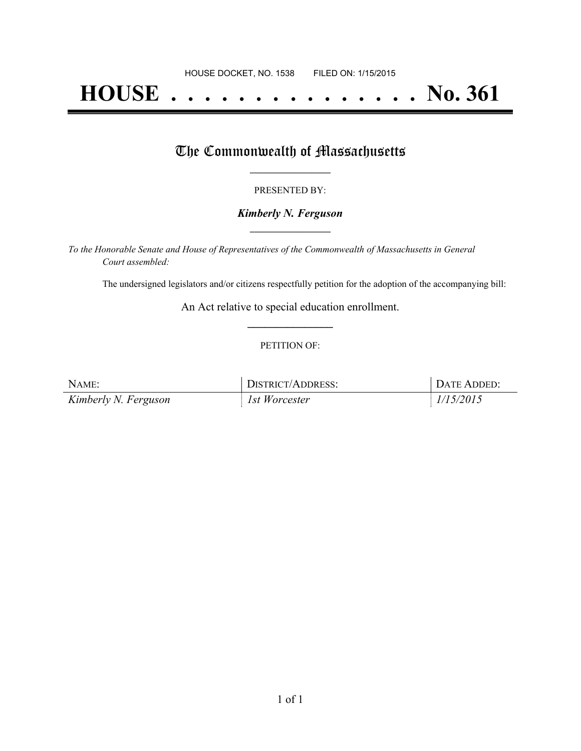HOUSE DOCKET, NO. 1538 FILED ON: 1/15/2015

# HOUSE . . . . . . . . . . . . . . . No. 361

## The Commonwealth of Massachusetts

PRESENTED BY:

***Kimberly N. Ferguson***

*To the Honorable Senate and House of Representatives of the Commonwealth of Massachusetts in General Court assembled:*

The undersigned legislators and/or citizens respectfully petition for the adoption of the accompanying bill:

An Act relative to special education enrollment.

PETITION OF:

| NAME: | DISTRICT/ADDRESS: | DATE ADDED: |
|---|---|---|
| *Kimberly N. Ferguson* | *1st Worcester* | *1/15/2015* |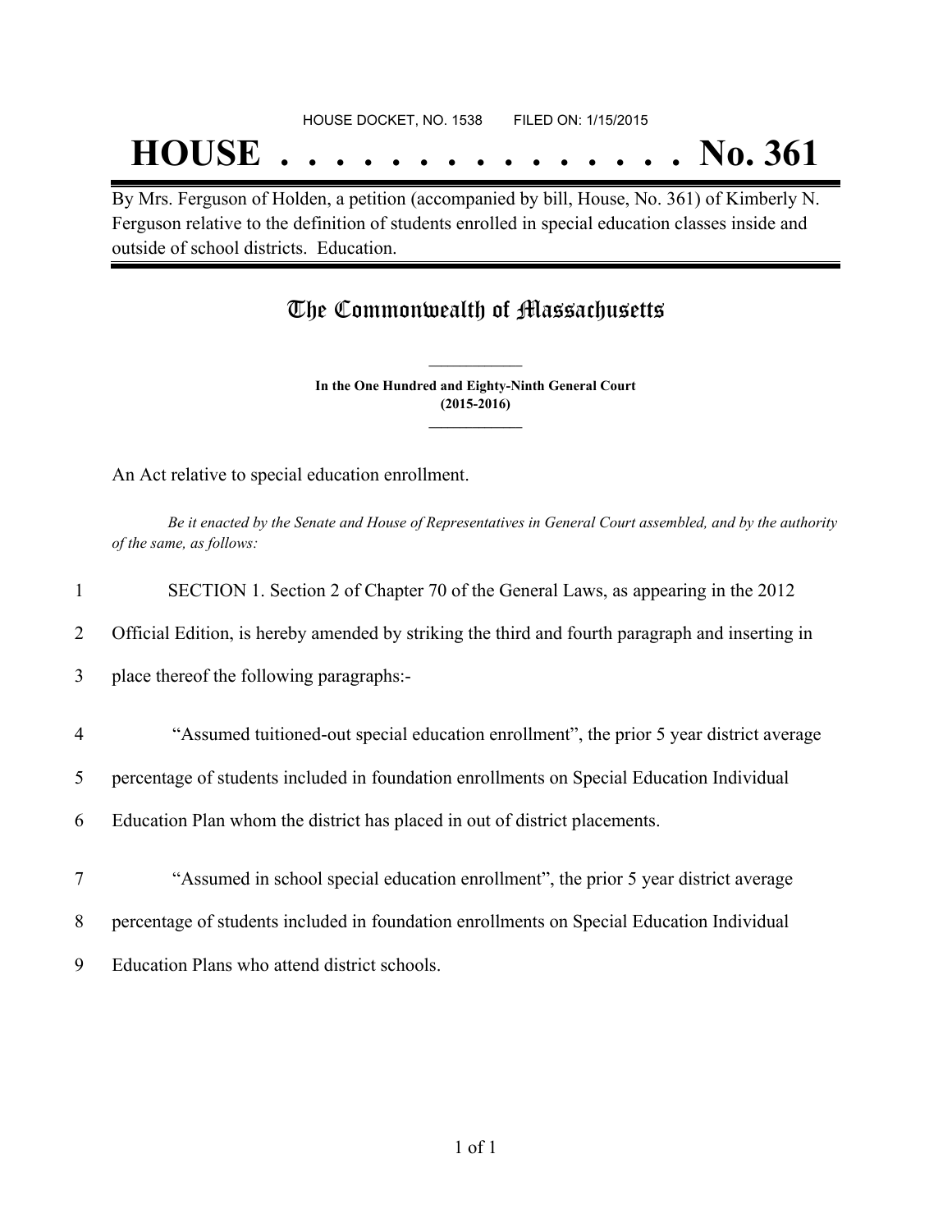HOUSE DOCKET, NO. 1538 FILED ON: 1/15/2015

# HOUSE . . . . . . . . . . . . . . . No. 361

By Mrs. Ferguson of Holden, a petition (accompanied by bill, House, No. 361) of Kimberly N. Ferguson relative to the definition of students enrolled in special education classes inside and outside of school districts. Education.

## The Commonwealth of Massachusetts

**In the One Hundred and Eighty-Ninth General Court**
**(2015-2016)**

An Act relative to special education enrollment.

*Be it enacted by the Senate and House of Representatives in General Court assembled, and by the authority of the same, as follows:*

1 SECTION 1. Section 2 of Chapter 70 of the General Laws, as appearing in the 2012
2 Official Edition, is hereby amended by striking the third and fourth paragraph and inserting in
3 place thereof the following paragraphs:-

4 "Assumed tuitioned-out special education enrollment", the prior 5 year district average
5 percentage of students included in foundation enrollments on Special Education Individual
6 Education Plan whom the district has placed in out of district placements.

7 "Assumed in school special education enrollment", the prior 5 year district average
8 percentage of students included in foundation enrollments on Special Education Individual
9 Education Plans who attend district schools.